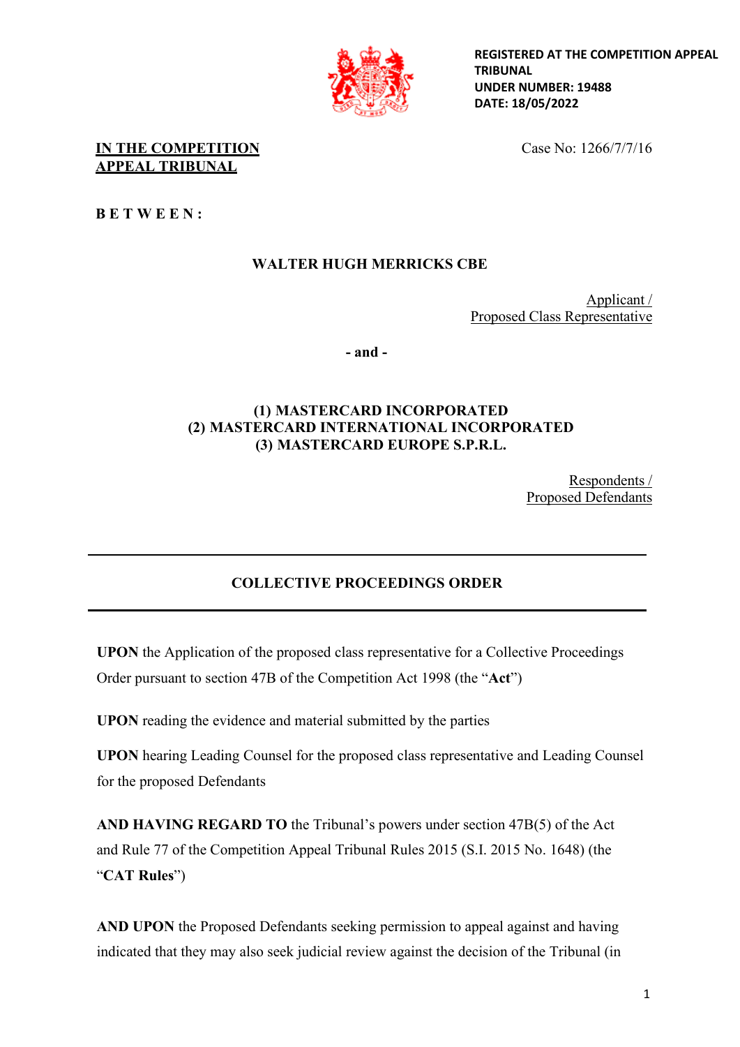**REGISTERED AT THE COMPETITION APPEAL TRIBUNAL**
**UNDER NUMBER: 19488**
**DATE: 18/05/2022**

**IN THE COMPETITION APPEAL TRIBUNAL**

Case No: 1266/7/7/16

**B E T W E E N :**

**WALTER HUGH MERRICKS CBE**

Applicant /
Proposed Class Representative

**- and -**

**(1) MASTERCARD INCORPORATED**
**(2) MASTERCARD INTERNATIONAL INCORPORATED**
**(3) MASTERCARD EUROPE S.P.R.L.**

Respondents /
Proposed Defendants

---

## COLLECTIVE PROCEEDINGS ORDER

---

**UPON** the Application of the proposed class representative for a Collective Proceedings Order pursuant to section 47B of the Competition Act 1998 (the "**Act**")

**UPON** reading the evidence and material submitted by the parties

**UPON** hearing Leading Counsel for the proposed class representative and Leading Counsel for the proposed Defendants

**AND HAVING REGARD TO** the Tribunal's powers under section 47B(5) of the Act and Rule 77 of the Competition Appeal Tribunal Rules 2015 (S.I. 2015 No. 1648) (the "**CAT Rules**")

**AND UPON** the Proposed Defendants seeking permission to appeal against and having indicated that they may also seek judicial review against the decision of the Tribunal (in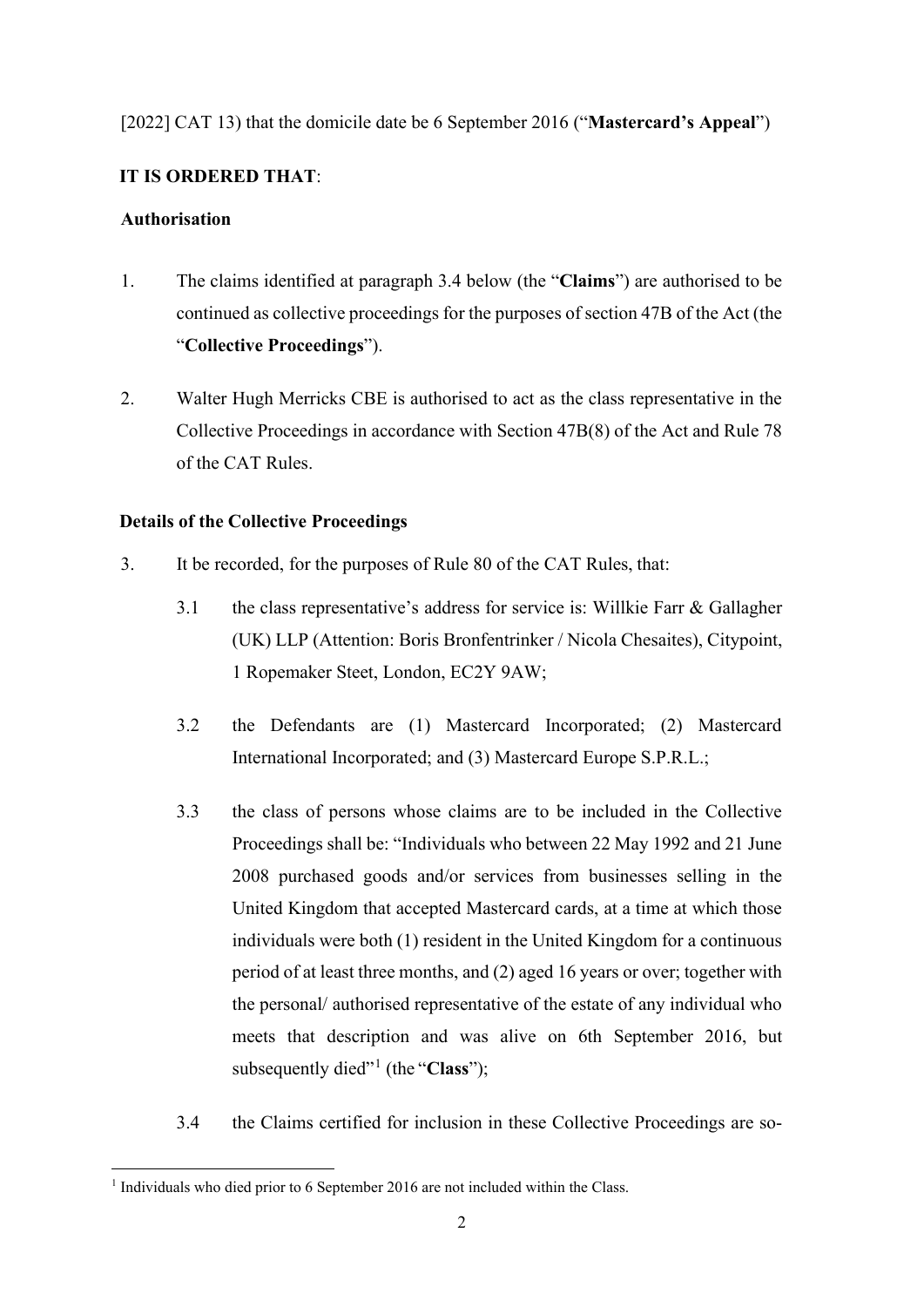[2022] CAT 13) that the domicile date be 6 September 2016 ("**Mastercard's Appeal**")

**IT IS ORDERED THAT**:

**Authorisation**

1. The claims identified at paragraph 3.4 below (the "**Claims**") are authorised to be continued as collective proceedings for the purposes of section 47B of the Act (the "**Collective Proceedings**").

2. Walter Hugh Merricks CBE is authorised to act as the class representative in the Collective Proceedings in accordance with Section 47B(8) of the Act and Rule 78 of the CAT Rules.

**Details of the Collective Proceedings**

3. It be recorded, for the purposes of Rule 80 of the CAT Rules, that:

   3.1 the class representative's address for service is: Willkie Farr & Gallagher (UK) LLP (Attention: Boris Bronfentrinker / Nicola Chesaites), Citypoint, 1 Ropemaker Steet, London, EC2Y 9AW;

   3.2 the Defendants are (1) Mastercard Incorporated; (2) Mastercard International Incorporated; and (3) Mastercard Europe S.P.R.L.;

   3.3 the class of persons whose claims are to be included in the Collective Proceedings shall be: "Individuals who between 22 May 1992 and 21 June 2008 purchased goods and/or services from businesses selling in the United Kingdom that accepted Mastercard cards, at a time at which those individuals were both (1) resident in the United Kingdom for a continuous period of at least three months, and (2) aged 16 years or over; together with the personal/ authorised representative of the estate of any individual who meets that description and was alive on 6th September 2016, but subsequently died"[1] (the "**Class**");

   3.4 the Claims certified for inclusion in these Collective Proceedings are so-

[1] Individuals who died prior to 6 September 2016 are not included within the Class.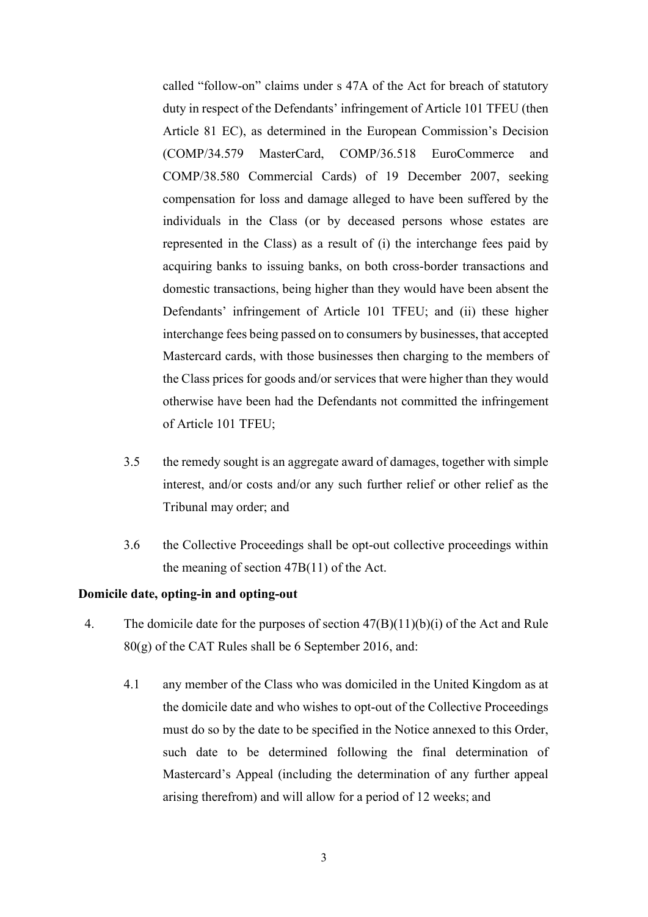called "follow-on" claims under s 47A of the Act for breach of statutory duty in respect of the Defendants' infringement of Article 101 TFEU (then Article 81 EC), as determined in the European Commission's Decision (COMP/34.579 MasterCard, COMP/36.518 EuroCommerce and COMP/38.580 Commercial Cards) of 19 December 2007, seeking compensation for loss and damage alleged to have been suffered by the individuals in the Class (or by deceased persons whose estates are represented in the Class) as a result of (i) the interchange fees paid by acquiring banks to issuing banks, on both cross-border transactions and domestic transactions, being higher than they would have been absent the Defendants' infringement of Article 101 TFEU; and (ii) these higher interchange fees being passed on to consumers by businesses, that accepted Mastercard cards, with those businesses then charging to the members of the Class prices for goods and/or services that were higher than they would otherwise have been had the Defendants not committed the infringement of Article 101 TFEU;

3.5 the remedy sought is an aggregate award of damages, together with simple interest, and/or costs and/or any such further relief or other relief as the Tribunal may order; and

3.6 the Collective Proceedings shall be opt-out collective proceedings within the meaning of section 47B(11) of the Act.

**Domicile date, opting-in and opting-out**

4. The domicile date for the purposes of section 47(B)(11)(b)(i) of the Act and Rule 80(g) of the CAT Rules shall be 6 September 2016, and:

4.1 any member of the Class who was domiciled in the United Kingdom as at the domicile date and who wishes to opt-out of the Collective Proceedings must do so by the date to be specified in the Notice annexed to this Order, such date to be determined following the final determination of Mastercard's Appeal (including the determination of any further appeal arising therefrom) and will allow for a period of 12 weeks; and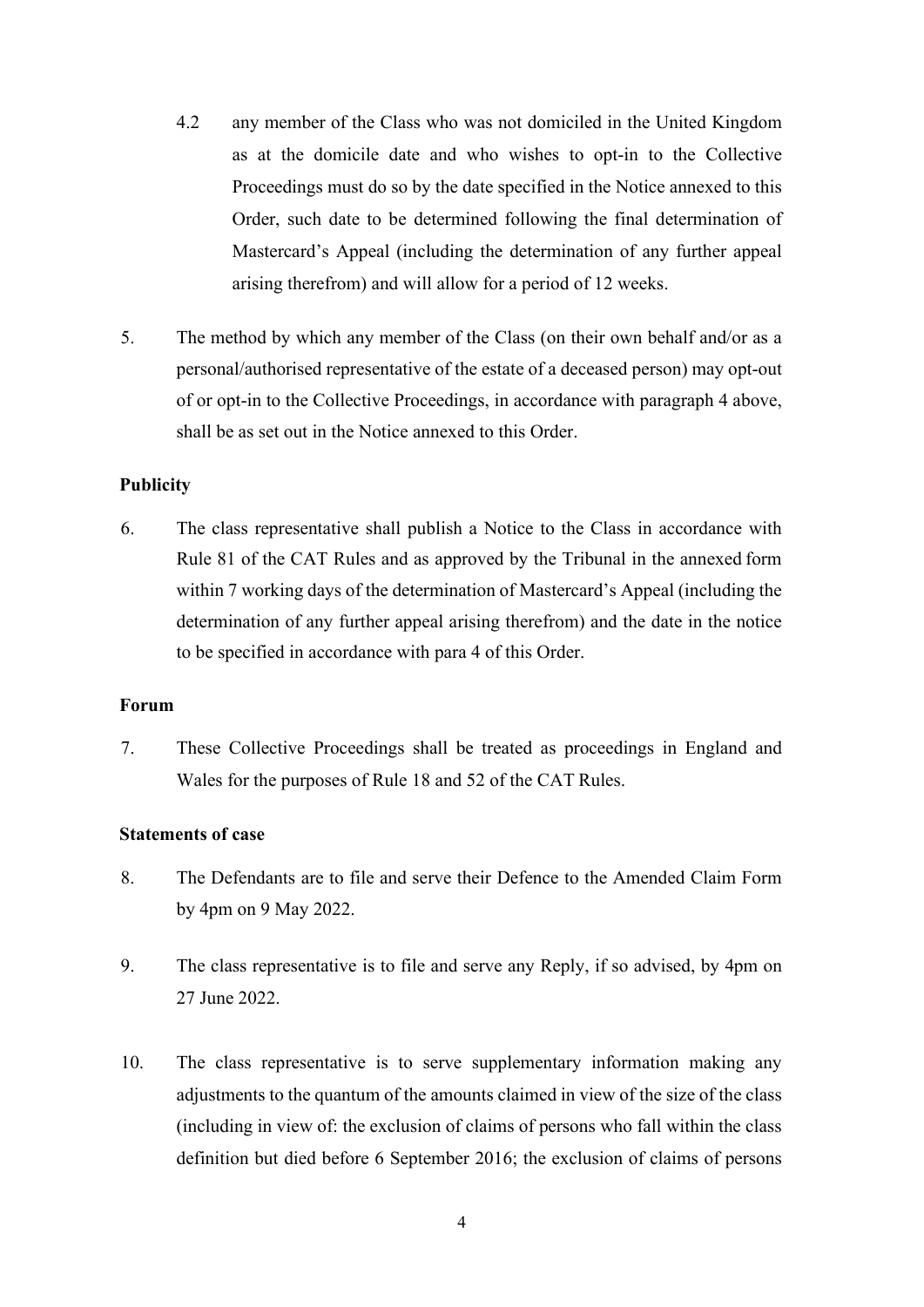4.2 any member of the Class who was not domiciled in the United Kingdom as at the domicile date and who wishes to opt-in to the Collective Proceedings must do so by the date specified in the Notice annexed to this Order, such date to be determined following the final determination of Mastercard's Appeal (including the determination of any further appeal arising therefrom) and will allow for a period of 12 weeks.

5. The method by which any member of the Class (on their own behalf and/or as a personal/authorised representative of the estate of a deceased person) may opt-out of or opt-in to the Collective Proceedings, in accordance with paragraph 4 above, shall be as set out in the Notice annexed to this Order.

**Publicity**

6. The class representative shall publish a Notice to the Class in accordance with Rule 81 of the CAT Rules and as approved by the Tribunal in the annexed form within 7 working days of the determination of Mastercard's Appeal (including the determination of any further appeal arising therefrom) and the date in the notice to be specified in accordance with para 4 of this Order.

**Forum**

7. These Collective Proceedings shall be treated as proceedings in England and Wales for the purposes of Rule 18 and 52 of the CAT Rules.

**Statements of case**

8. The Defendants are to file and serve their Defence to the Amended Claim Form by 4pm on 9 May 2022.

9. The class representative is to file and serve any Reply, if so advised, by 4pm on 27 June 2022.

10. The class representative is to serve supplementary information making any adjustments to the quantum of the amounts claimed in view of the size of the class (including in view of: the exclusion of claims of persons who fall within the class definition but died before 6 September 2016; the exclusion of claims of persons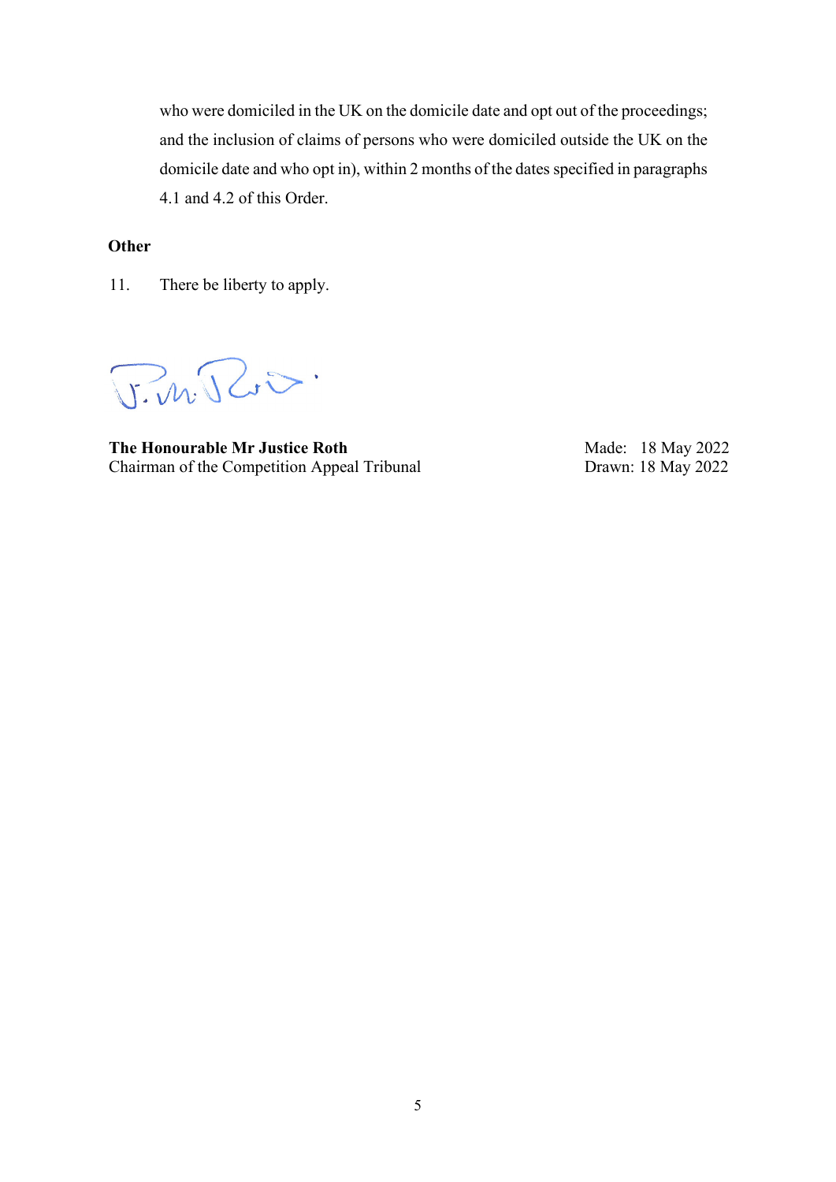who were domiciled in the UK on the domicile date and opt out of the proceedings; and the inclusion of claims of persons who were domiciled outside the UK on the domicile date and who opt in), within 2 months of the dates specified in paragraphs 4.1 and 4.2 of this Order.

**Other**

11. There be liberty to apply.

**The Honourable Mr Justice Roth**
Chairman of the Competition Appeal Tribunal

Made: 18 May 2022
Drawn: 18 May 2022